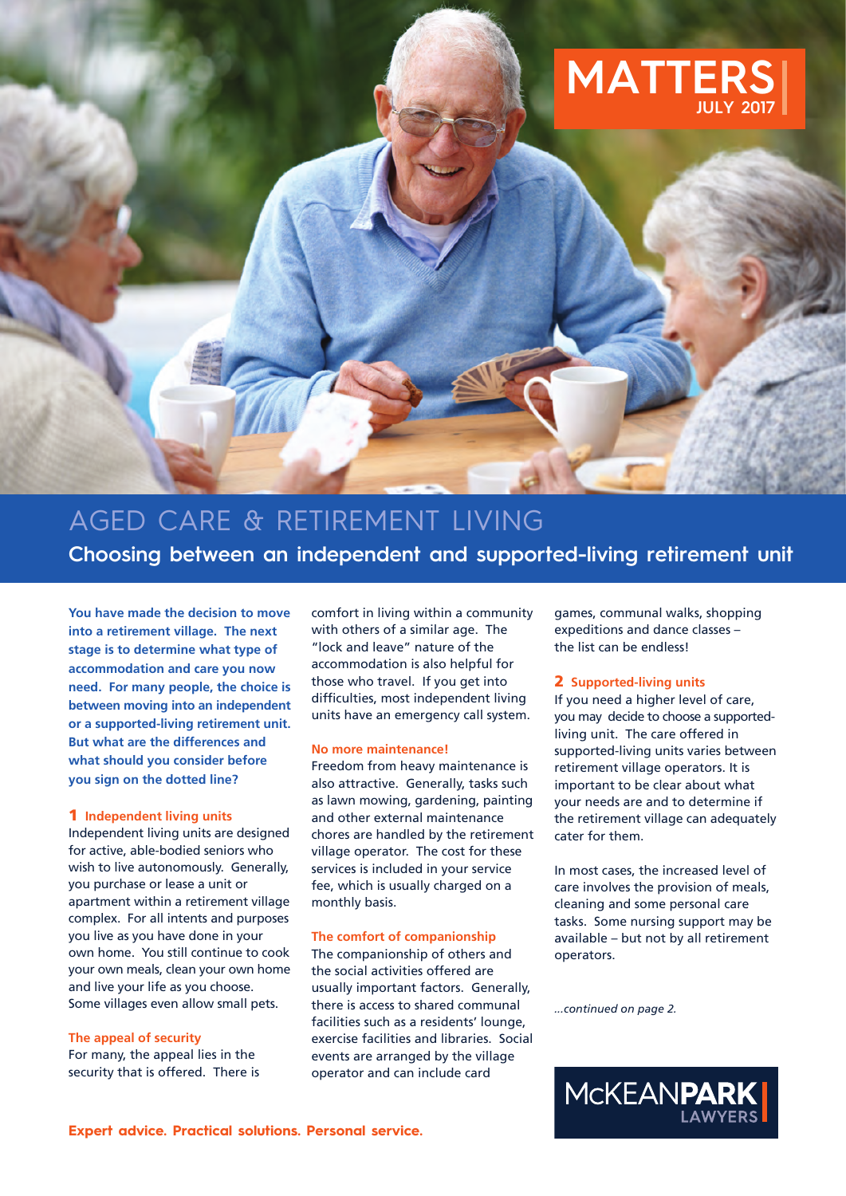MATTERS
JULY 2017

# AGED CARE & RETIREMENT LIVING

## Choosing between an independent and supported-living retirement unit

**You have made the decision to move into a retirement village. The next stage is to determine what type of accommodation and care you now need. For many people, the choice is between moving into an independent or a supported-living retirement unit. But what are the differences and what should you consider before you sign on the dotted line?**

### 1 Independent living units

Independent living units are designed for active, able-bodied seniors who wish to live autonomously. Generally, you purchase or lease a unit or apartment within a retirement village complex. For all intents and purposes you live as you have done in your own home. You still continue to cook your own meals, clean your own home and live your life as you choose. Some villages even allow small pets.

#### The appeal of security

For many, the appeal lies in the security that is offered. There is comfort in living within a community with others of a similar age. The "lock and leave" nature of the accommodation is also helpful for those who travel. If you get into difficulties, most independent living units have an emergency call system.

#### No more maintenance!

Freedom from heavy maintenance is also attractive. Generally, tasks such as lawn mowing, gardening, painting and other external maintenance chores are handled by the retirement village operator. The cost for these services is included in your service fee, which is usually charged on a monthly basis.

#### The comfort of companionship

The companionship of others and the social activities offered are usually important factors. Generally, there is access to shared communal facilities such as a residents' lounge, exercise facilities and libraries. Social events are arranged by the village operator and can include card games, communal walks, shopping expeditions and dance classes – the list can be endless!

### 2 Supported-living units

If you need a higher level of care, you may decide to choose a supported-living unit. The care offered in supported-living units varies between retirement village operators. It is important to be clear about what your needs are and to determine if the retirement village can adequately cater for them.

In most cases, the increased level of care involves the provision of meals, cleaning and some personal care tasks. Some nursing support may be available – but not by all retirement operators.

*...continued on page 2.*

McKEAN**PARK** LAWYERS

**Expert advice. Practical solutions. Personal service.**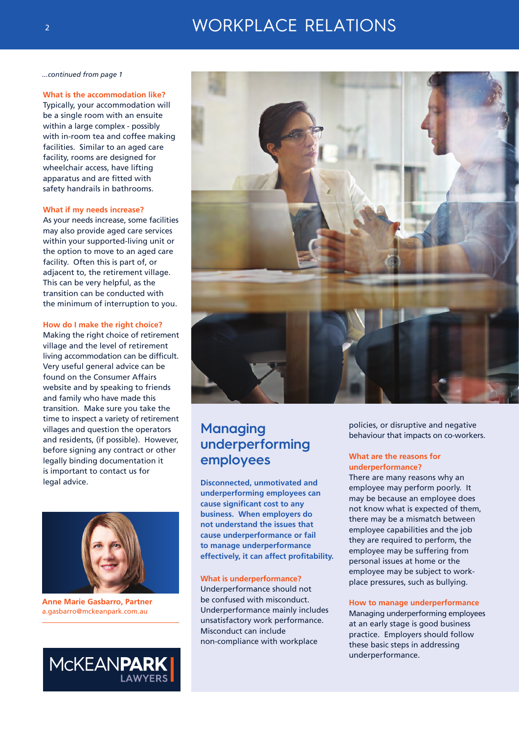*...continued from page 1*

**What is the accommodation like?**

Typically, your accommodation will be a single room with an ensuite within a large complex - possibly with in-room tea and coffee making facilities. Similar to an aged care facility, rooms are designed for wheelchair access, have lifting apparatus and are fitted with safety handrails in bathrooms.

**What if my needs increase?**

As your needs increase, some facilities may also provide aged care services within your supported-living unit or the option to move to an aged care facility. Often this is part of, or adjacent to, the retirement village. This can be very helpful, as the transition can be conducted with the minimum of interruption to you.

**How do I make the right choice?**

Making the right choice of retirement village and the level of retirement living accommodation can be difficult. Very useful general advice can be found on the Consumer Affairs website and by speaking to friends and family who have made this transition. Make sure you take the time to inspect a variety of retirement villages and question the operators and residents, (if possible). However, before signing any contract or other legally binding documentation it is important to contact us for legal advice.

**Anne Marie Gasbarro, Partner**
a.gasbarro@mckeanpark.com.au

McKEANPARK LAWYERS

# Managing underperforming employees

**Disconnected, unmotivated and underperforming employees can cause significant cost to any business. When employers do not understand the issues that cause underperformance or fail to manage underperformance effectively, it can affect profitability.**

**What is underperformance?**

Underperformance should not be confused with misconduct. Underperformance mainly includes unsatisfactory work performance. Misconduct can include non-compliance with workplace policies, or disruptive and negative behaviour that impacts on co-workers.

**What are the reasons for underperformance?**

There are many reasons why an employee may perform poorly. It may be because an employee does not know what is expected of them, there may be a mismatch between employee capabilities and the job they are required to perform, the employee may be suffering from personal issues at home or the employee may be subject to work-place pressures, such as bullying.

**How to manage underperformance**

Managing underperforming employees at an early stage is good business practice. Employers should follow these basic steps in addressing underperformance.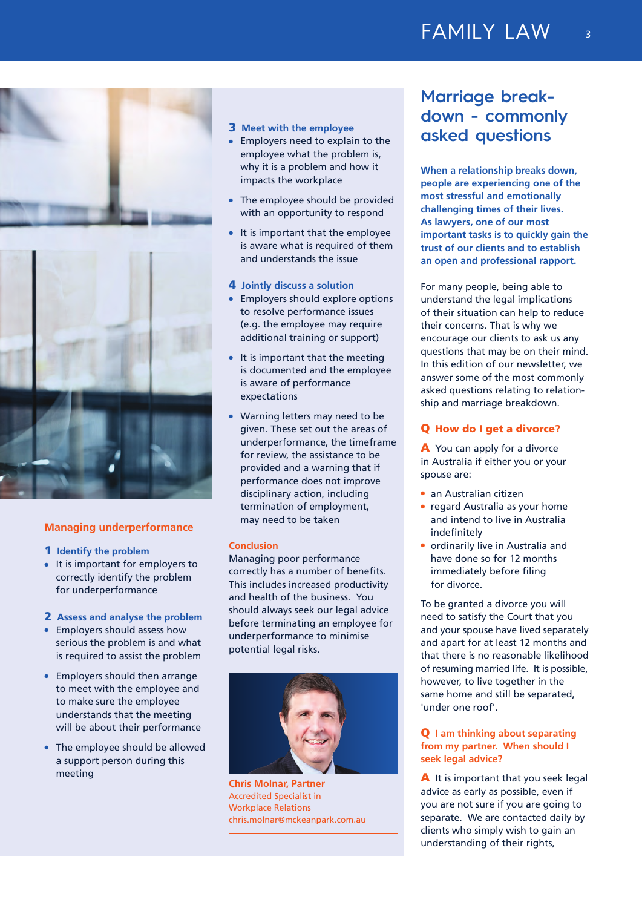## Managing underperformance

### 1 Identify the problem

- It is important for employers to correctly identify the problem for underperformance

### 2 Assess and analyse the problem

- Employers should assess how serious the problem is and what is required to assist the problem
- Employers should then arrange to meet with the employee and to make sure the employee understands that the meeting will be about their performance
- The employee should be allowed a support person during this meeting

### 3 Meet with the employee

- Employers need to explain to the employee what the problem is, why it is a problem and how it impacts the workplace
- The employee should be provided with an opportunity to respond
- It is important that the employee is aware what is required of them and understands the issue

### 4 Jointly discuss a solution

- Employers should explore options to resolve performance issues (e.g. the employee may require additional training or support)
- It is important that the meeting is documented and the employee is aware of performance expectations
- Warning letters may need to be given. These set out the areas of underperformance, the timeframe for review, the assistance to be provided and a warning that if performance does not improve disciplinary action, including termination of employment, may need to be taken

### Conclusion

Managing poor performance correctly has a number of benefits. This includes increased productivity and health of the business. You should always seek our legal advice before terminating an employee for underperformance to minimise potential legal risks.

**Chris Molnar, Partner**
Accredited Specialist in Workplace Relations
chris.molnar@mckeanpark.com.au

# Marriage break-down - commonly asked questions

**When a relationship breaks down, people are experiencing one of the most stressful and emotionally challenging times of their lives. As lawyers, one of our most important tasks is to quickly gain the trust of our clients and to establish an open and professional rapport.**

For many people, being able to understand the legal implications of their situation can help to reduce their concerns. That is why we encourage our clients to ask us any questions that may be on their mind. In this edition of our newsletter, we answer some of the most commonly asked questions relating to relationship and marriage breakdown.

### Q How do I get a divorce?

**A** You can apply for a divorce in Australia if either you or your spouse are:

- an Australian citizen
- regard Australia as your home and intend to live in Australia indefinitely
- ordinarily live in Australia and have done so for 12 months immediately before filing for divorce.

To be granted a divorce you will need to satisfy the Court that you and your spouse have lived separately and apart for at least 12 months and that there is no reasonable likelihood of resuming married life. It is possible, however, to live together in the same home and still be separated, 'under one roof'.

### Q I am thinking about separating from my partner. When should I seek legal advice?

**A** It is important that you seek legal advice as early as possible, even if you are not sure if you are going to separate. We are contacted daily by clients who simply wish to gain an understanding of their rights,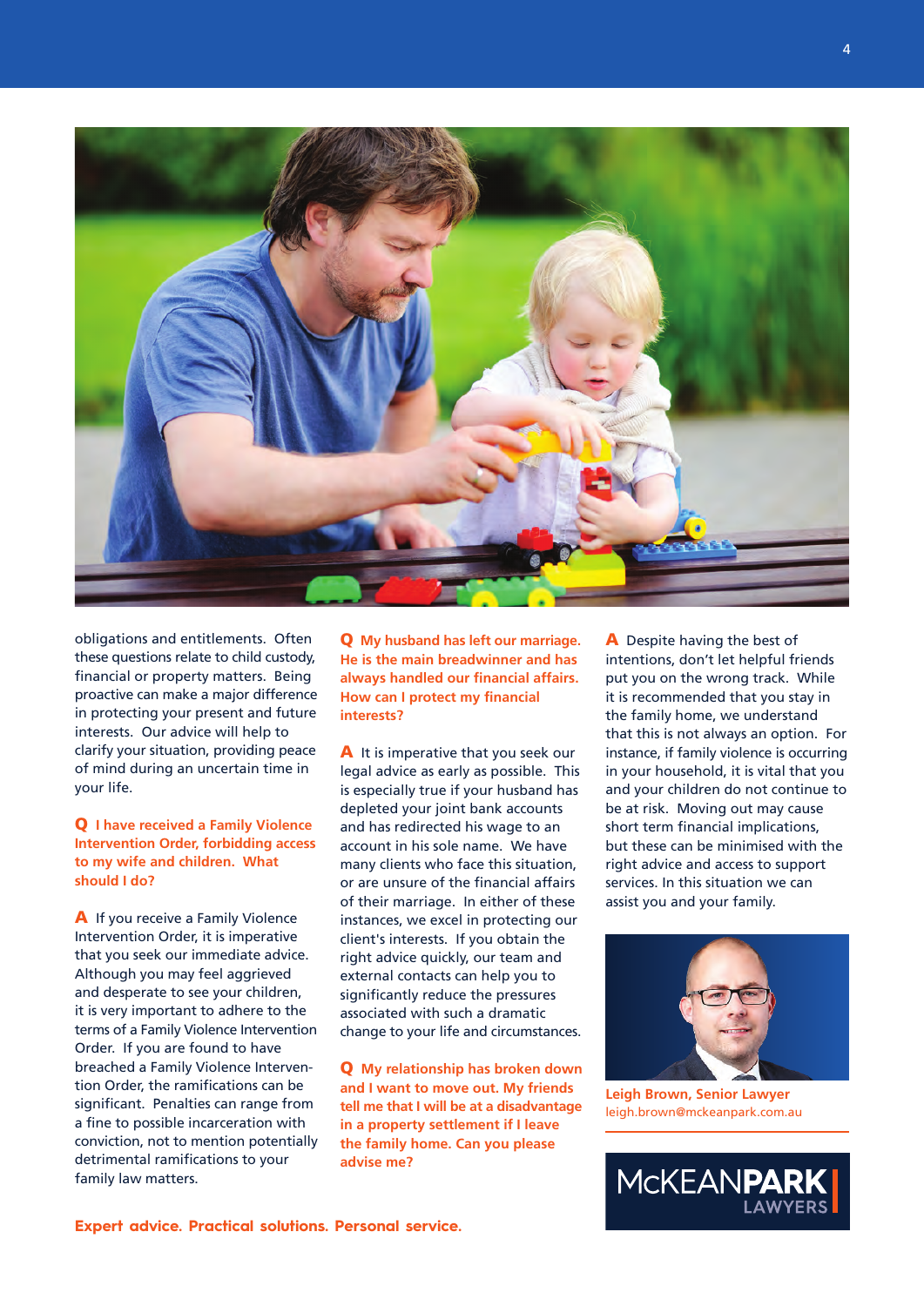obligations and entitlements. Often these questions relate to child custody, financial or property matters. Being proactive can make a major difference in protecting your present and future interests. Our advice will help to clarify your situation, providing peace of mind during an uncertain time in your life.

**Q I have received a Family Violence Intervention Order, forbidding access to my wife and children. What should I do?**

**A** If you receive a Family Violence Intervention Order, it is imperative that you seek our immediate advice. Although you may feel aggrieved and desperate to see your children, it is very important to adhere to the terms of a Family Violence Intervention Order. If you are found to have breached a Family Violence Intervention Order, the ramifications can be significant. Penalties can range from a fine to possible incarceration with conviction, not to mention potentially detrimental ramifications to your family law matters.

**Q My husband has left our marriage. He is the main breadwinner and has always handled our financial affairs. How can I protect my financial interests?**

**A** It is imperative that you seek our legal advice as early as possible. This is especially true if your husband has depleted your joint bank accounts and has redirected his wage to an account in his sole name. We have many clients who face this situation, or are unsure of the financial affairs of their marriage. In either of these instances, we excel in protecting our client's interests. If you obtain the right advice quickly, our team and external contacts can help you to significantly reduce the pressures associated with such a dramatic change to your life and circumstances.

**Q My relationship has broken down and I want to move out. My friends tell me that I will be at a disadvantage in a property settlement if I leave the family home. Can you please advise me?**

**A** Despite having the best of intentions, don't let helpful friends put you on the wrong track. While it is recommended that you stay in the family home, we understand that this is not always an option. For instance, if family violence is occurring in your household, it is vital that you and your children do not continue to be at risk. Moving out may cause short term financial implications, but these can be minimised with the right advice and access to support services. In this situation we can assist you and your family.

**Leigh Brown, Senior Lawyer**
leigh.brown@mckeanpark.com.au

McKEANPARK LAWYERS

**Expert advice. Practical solutions. Personal service.**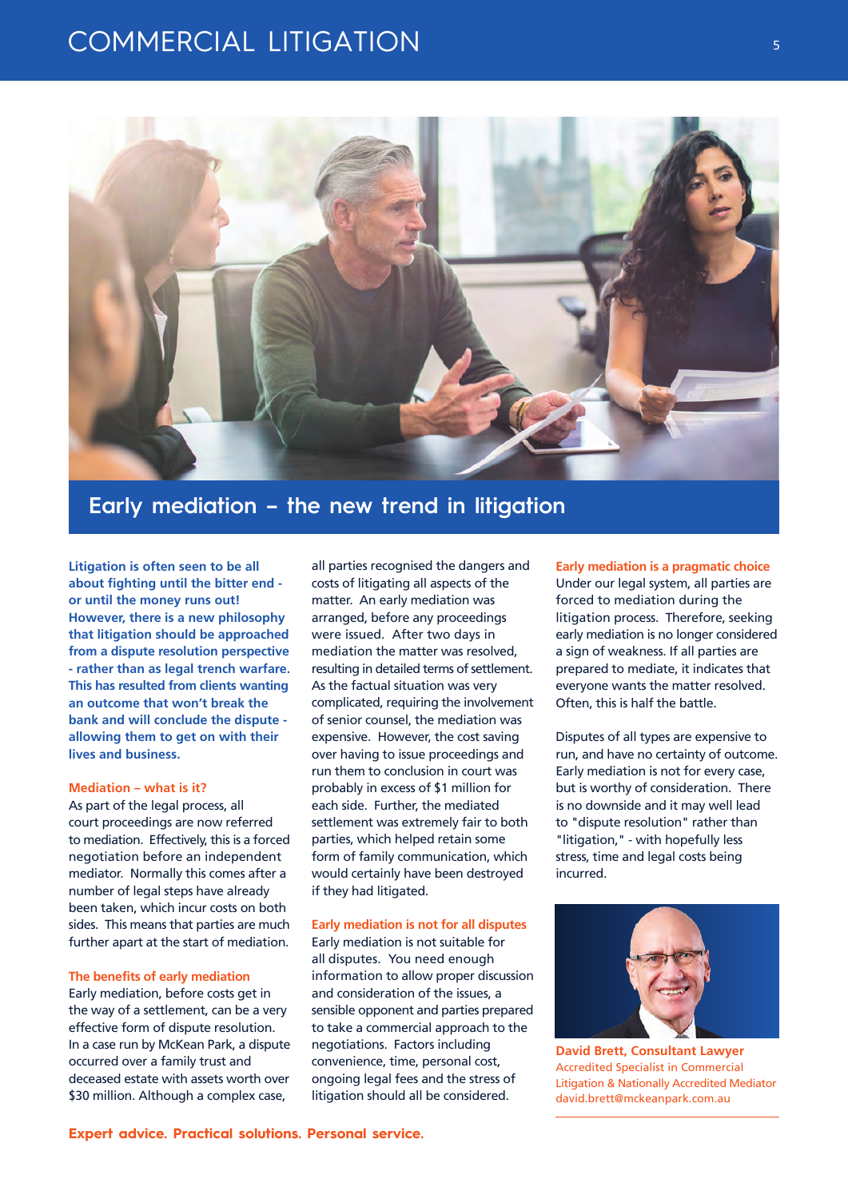# Early mediation – the new trend in litigation

**Litigation is often seen to be all about fighting until the bitter end - or until the money runs out! However, there is a new philosophy that litigation should be approached from a dispute resolution perspective - rather than as legal trench warfare. This has resulted from clients wanting an outcome that won't break the bank and will conclude the dispute - allowing them to get on with their lives and business.**

## Mediation – what is it?

As part of the legal process, all court proceedings are now referred to mediation. Effectively, this is a forced negotiation before an independent mediator. Normally this comes after a number of legal steps have already been taken, which incur costs on both sides. This means that parties are much further apart at the start of mediation.

## The benefits of early mediation

Early mediation, before costs get in the way of a settlement, can be a very effective form of dispute resolution. In a case run by McKean Park, a dispute occurred over a family trust and deceased estate with assets worth over $30 million. Although a complex case, all parties recognised the dangers and costs of litigating all aspects of the matter. An early mediation was arranged, before any proceedings were issued. After two days in mediation the matter was resolved, resulting in detailed terms of settlement. As the factual situation was very complicated, requiring the involvement of senior counsel, the mediation was expensive. However, the cost saving over having to issue proceedings and run them to conclusion in court was probably in excess of $1 million for each side. Further, the mediated settlement was extremely fair to both parties, which helped retain some form of family communication, which would certainly have been destroyed if they had litigated.

## Early mediation is not for all disputes

Early mediation is not suitable for all disputes. You need enough information to allow proper discussion and consideration of the issues, a sensible opponent and parties prepared to take a commercial approach to the negotiations. Factors including convenience, time, personal cost, ongoing legal fees and the stress of litigation should all be considered.

## Early mediation is a pragmatic choice

Under our legal system, all parties are forced to mediation during the litigation process. Therefore, seeking early mediation is no longer considered a sign of weakness. If all parties are prepared to mediate, it indicates that everyone wants the matter resolved. Often, this is half the battle.

Disputes of all types are expensive to run, and have no certainty of outcome. Early mediation is not for every case, but is worthy of consideration. There is no downside and it may well lead to "dispute resolution" rather than "litigation," - with hopefully less stress, time and legal costs being incurred.

**David Brett, Consultant Lawyer**
Accredited Specialist in Commercial Litigation & Nationally Accredited Mediator
david.brett@mckeanpark.com.au

**Expert advice. Practical solutions. Personal service.**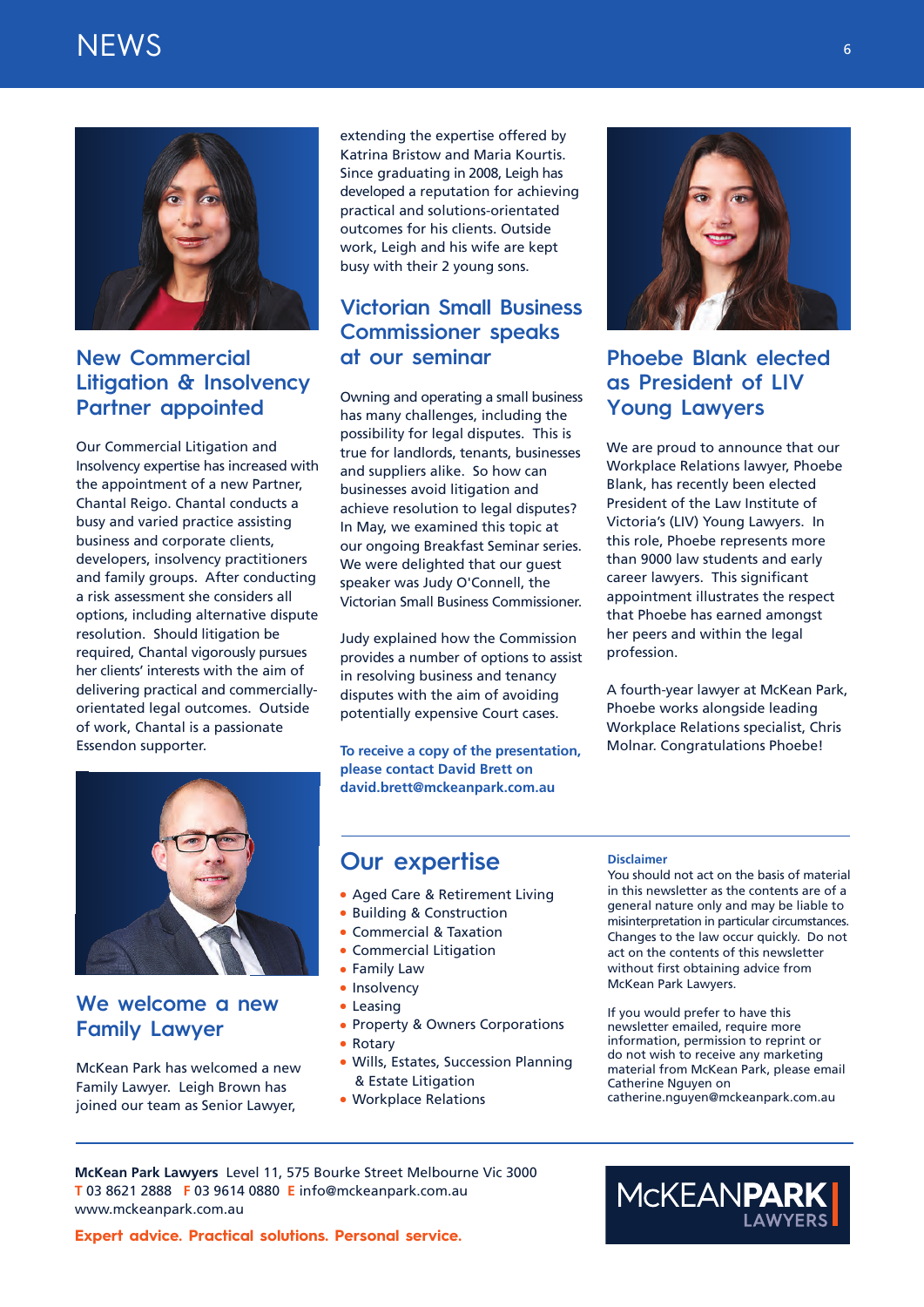## New Commercial Litigation & Insolvency Partner appointed

Our Commercial Litigation and Insolvency expertise has increased with the appointment of a new Partner, Chantal Reigo. Chantal conducts a busy and varied practice assisting business and corporate clients, developers, insolvency practitioners and family groups. After conducting a risk assessment she considers all options, including alternative dispute resolution. Should litigation be required, Chantal vigorously pursues her clients' interests with the aim of delivering practical and commercially-orientated legal outcomes. Outside of work, Chantal is a passionate Essendon supporter.

## We welcome a new Family Lawyer

McKean Park has welcomed a new Family Lawyer. Leigh Brown has joined our team as Senior Lawyer, extending the expertise offered by Katrina Bristow and Maria Kourtis. Since graduating in 2008, Leigh has developed a reputation for achieving practical and solutions-orientated outcomes for his clients. Outside work, Leigh and his wife are kept busy with their 2 young sons.

## Victorian Small Business Commissioner speaks at our seminar

Owning and operating a small business has many challenges, including the possibility for legal disputes. This is true for landlords, tenants, businesses and suppliers alike. So how can businesses avoid litigation and achieve resolution to legal disputes? In May, we examined this topic at our ongoing Breakfast Seminar series. We were delighted that our guest speaker was Judy O'Connell, the Victorian Small Business Commissioner.

Judy explained how the Commission provides a number of options to assist in resolving business and tenancy disputes with the aim of avoiding potentially expensive Court cases.

**To receive a copy of the presentation, please contact David Brett on david.brett@mckeanpark.com.au**

## Phoebe Blank elected as President of LIV Young Lawyers

We are proud to announce that our Workplace Relations lawyer, Phoebe Blank, has recently been elected President of the Law Institute of Victoria's (LIV) Young Lawyers. In this role, Phoebe represents more than 9000 law students and early career lawyers. This significant appointment illustrates the respect that Phoebe has earned amongst her peers and within the legal profession.

A fourth-year lawyer at McKean Park, Phoebe works alongside leading Workplace Relations specialist, Chris Molnar. Congratulations Phoebe!

## Our expertise

- Aged Care & Retirement Living
- Building & Construction
- Commercial & Taxation
- Commercial Litigation
- Family Law
- Insolvency
- Leasing
- Property & Owners Corporations
- Rotary
- Wills, Estates, Succession Planning & Estate Litigation
- Workplace Relations

**Disclaimer**

You should not act on the basis of material in this newsletter as the contents are of a general nature only and may be liable to misinterpretation in particular circumstances. Changes to the law occur quickly. Do not act on the contents of this newsletter without first obtaining advice from McKean Park Lawyers.

If you would prefer to have this newsletter emailed, require more information, permission to reprint or do not wish to receive any marketing material from McKean Park, please email Catherine Nguyen on catherine.nguyen@mckeanpark.com.au

**McKean Park Lawyers** Level 11, 575 Bourke Street Melbourne Vic 3000
T 03 8621 2888 F 03 9614 0880 E info@mckeanpark.com.au
www.mckeanpark.com.au

**Expert advice. Practical solutions. Personal service.**

McKEANPARK LAWYERS